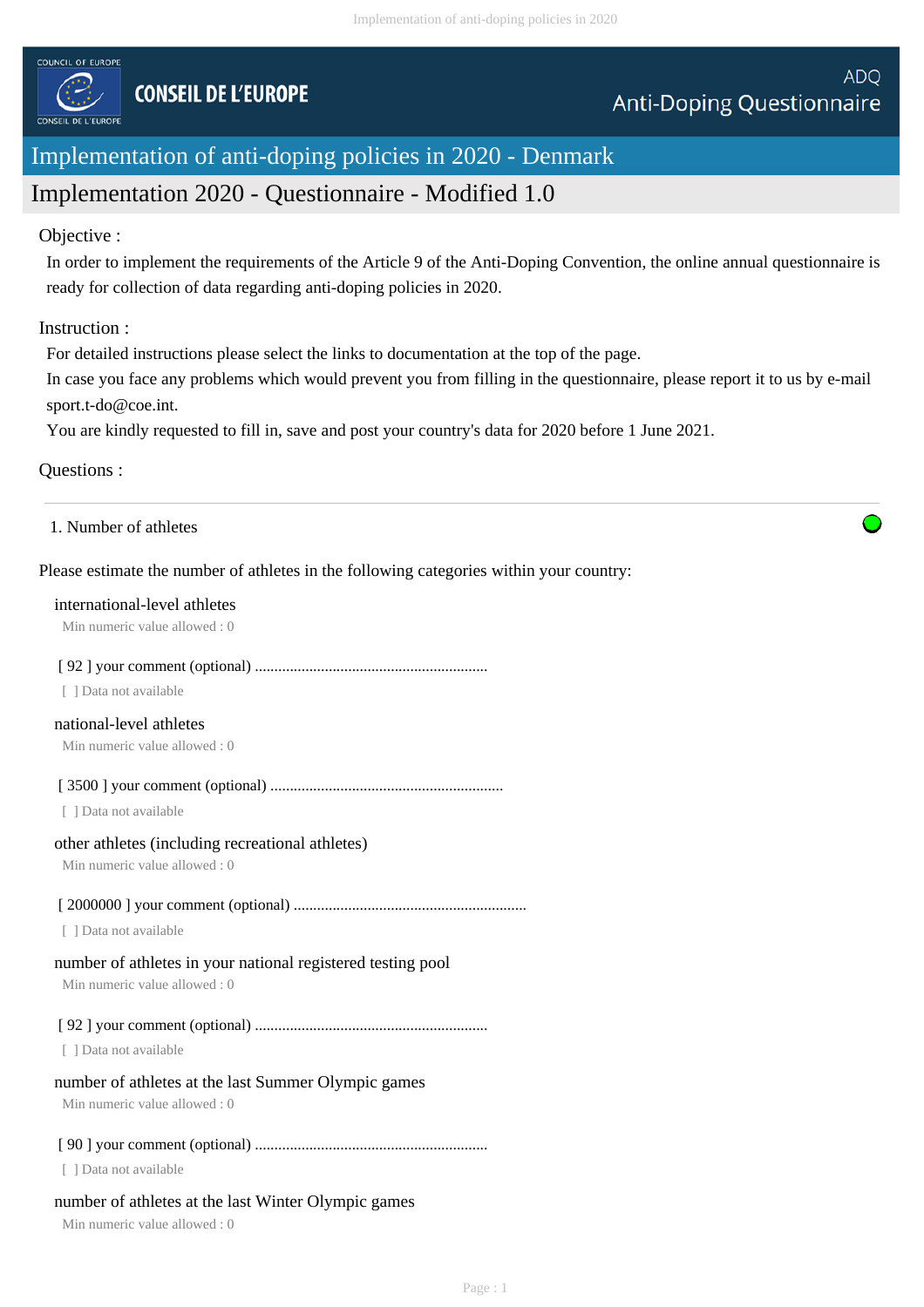COUNCIL OF EUROPE

# CONSEIL DE L'EUROPE

ADQ
Anti-Doping Questionnaire

## Implementation of anti-doping policies in 2020 - Denmark

## Implementation 2020 - Questionnaire - Modified 1.0

Objective :

In order to implement the requirements of the Article 9 of the Anti-Doping Convention, the online annual questionnaire is ready for collection of data regarding anti-doping policies in 2020.

Instruction :

For detailed instructions please select the links to documentation at the top of the page.
In case you face any problems which would prevent you from filling in the questionnaire, please report it to us by e-mail sport.t-do@coe.int.
You are kindly requested to fill in, save and post your country's data for 2020 before 1 June 2021.

Questions :

1. Number of athletes

Please estimate the number of athletes in the following categories within your country:

international-level athletes
Min numeric value allowed : 0

[ 92 ] your comment (optional) ...........................................................
[ ] Data not available

national-level athletes
Min numeric value allowed : 0

[ 3500 ] your comment (optional) ...........................................................
[ ] Data not available

other athletes (including recreational athletes)
Min numeric value allowed : 0

[ 2000000 ] your comment (optional) ...........................................................
[ ] Data not available

number of athletes in your national registered testing pool
Min numeric value allowed : 0

[ 92 ] your comment (optional) ...........................................................
[ ] Data not available

number of athletes at the last Summer Olympic games
Min numeric value allowed : 0

[ 90 ] your comment (optional) ...........................................................
[ ] Data not available

number of athletes at the last Winter Olympic games
Min numeric value allowed : 0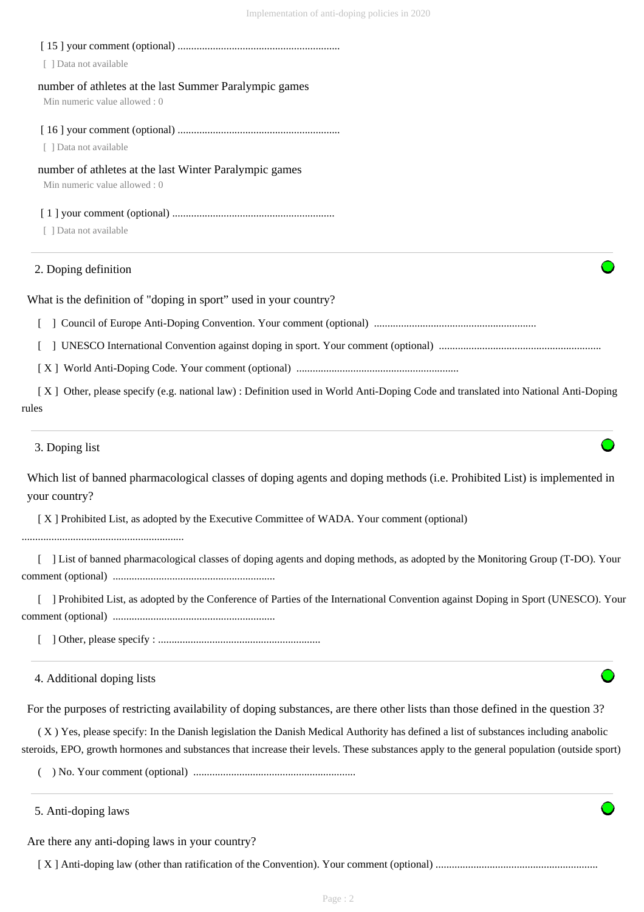[ 15 ] your comment (optional) ............................................................

[ ] Data not available

number of athletes at the last Summer Paralympic games

Min numeric value allowed : 0

[ 16 ] your comment (optional) ............................................................

[ ] Data not available

number of athletes at the last Winter Paralympic games

Min numeric value allowed : 0

[ 1 ] your comment (optional) ............................................................

[ ] Data not available

## 2. Doping definition

What is the definition of "doping in sport" used in your country?

[ ] Council of Europe Anti-Doping Convention. Your comment (optional) ............................................................

[ ] UNESCO International Convention against doping in sport. Your comment (optional) ............................................................

[ X ] World Anti-Doping Code. Your comment (optional) ............................................................

[ X ] Other, please specify (e.g. national law) : Definition used in World Anti-Doping Code and translated into National Anti-Doping rules

## 3. Doping list

Which list of banned pharmacological classes of doping agents and doping methods (i.e. Prohibited List) is implemented in your country?

[ X ] Prohibited List, as adopted by the Executive Committee of WADA. Your comment (optional) ............................................................

[ ] List of banned pharmacological classes of doping agents and doping methods, as adopted by the Monitoring Group (T-DO). Your comment (optional) ............................................................

[ ] Prohibited List, as adopted by the Conference of Parties of the International Convention against Doping in Sport (UNESCO). Your comment (optional) ............................................................

[ ] Other, please specify : ............................................................

## 4. Additional doping lists

For the purposes of restricting availability of doping substances, are there other lists than those defined in the question 3?

( X ) Yes, please specify: In the Danish legislation the Danish Medical Authority has defined a list of substances including anabolic steroids, EPO, growth hormones and substances that increase their levels. These substances apply to the general population (outside sport)

( ) No. Your comment (optional) ............................................................

## 5. Anti-doping laws

Are there any anti-doping laws in your country?

[ X ] Anti-doping law (other than ratification of the Convention). Your comment (optional) ............................................................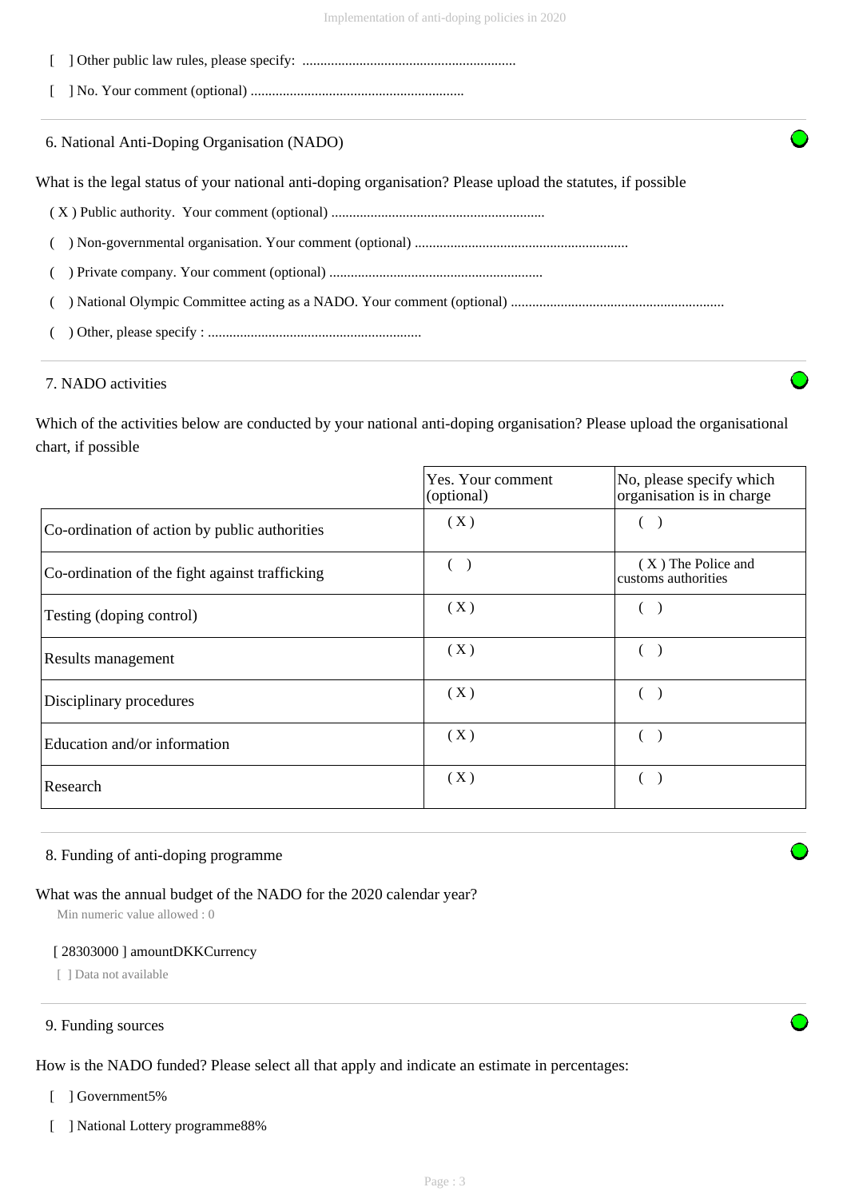[ ] Other public law rules, please specify: ............................................................

[ ] No. Your comment (optional) ............................................................

6. National Anti-Doping Organisation (NADO)

What is the legal status of your national anti-doping organisation? Please upload the statutes, if possible

( X ) Public authority. Your comment (optional) ............................................................

( ) Non-governmental organisation. Your comment (optional) ............................................................

( ) Private company. Your comment (optional) ............................................................

( ) National Olympic Committee acting as a NADO. Your comment (optional) ............................................................

( ) Other, please specify : ............................................................

7. NADO activities

Which of the activities below are conducted by your national anti-doping organisation? Please upload the organisational chart, if possible

| | Yes. Your comment (optional) | No, please specify which organisation is in charge |
|---|---|---|
| Co-ordination of action by public authorities | ( X ) | ( ) |
| Co-ordination of the fight against trafficking | ( ) | ( X ) The Police and customs authorities |
| Testing (doping control) | ( X ) | ( ) |
| Results management | ( X ) | ( ) |
| Disciplinary procedures | ( X ) | ( ) |
| Education and/or information | ( X ) | ( ) |
| Research | ( X ) | ( ) |

8. Funding of anti-doping programme

What was the annual budget of the NADO for the 2020 calendar year?

Min numeric value allowed : 0

[ 28303000 ] amountDKKCurrency

[ ] Data not available

9. Funding sources

How is the NADO funded? Please select all that apply and indicate an estimate in percentages:

[ ] Government5%

[ ] National Lottery programme88%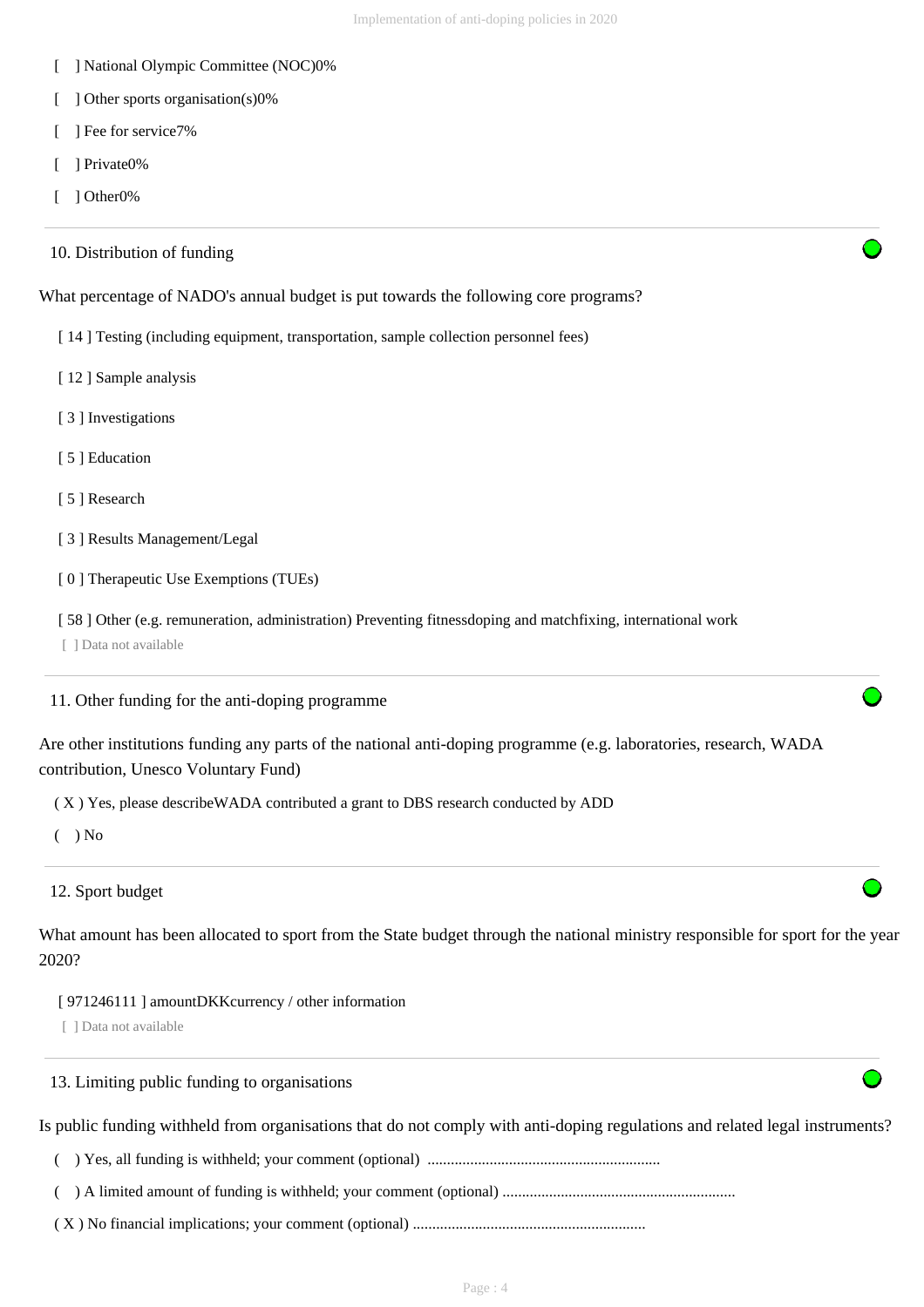[ ] National Olympic Committee (NOC)0%

[ ] Other sports organisation(s)0%

[ ] Fee for service7%

[ ] Private0%

[ ] Other0%

---

10. Distribution of funding

What percentage of NADO's annual budget is put towards the following core programs?

[ 14 ] Testing (including equipment, transportation, sample collection personnel fees)

[ 12 ] Sample analysis

[ 3 ] Investigations

[ 5 ] Education

[ 5 ] Research

[ 3 ] Results Management/Legal

[ 0 ] Therapeutic Use Exemptions (TUEs)

[ 58 ] Other (e.g. remuneration, administration) Preventing fitnessdoping and matchfixing, international work

[ ] Data not available

---

11. Other funding for the anti-doping programme

Are other institutions funding any parts of the national anti-doping programme (e.g. laboratories, research, WADA contribution, Unesco Voluntary Fund)

( X ) Yes, please describeWADA contributed a grant to DBS research conducted by ADD

( ) No

---

12. Sport budget

What amount has been allocated to sport from the State budget through the national ministry responsible for sport for the year 2020?

[ 971246111 ] amountDKKcurrency / other information

[ ] Data not available

---

13. Limiting public funding to organisations

Is public funding withheld from organisations that do not comply with anti-doping regulations and related legal instruments?

( ) Yes, all funding is withheld; your comment (optional) ............................................................

( ) A limited amount of funding is withheld; your comment (optional) ............................................................

( X ) No financial implications; your comment (optional) ............................................................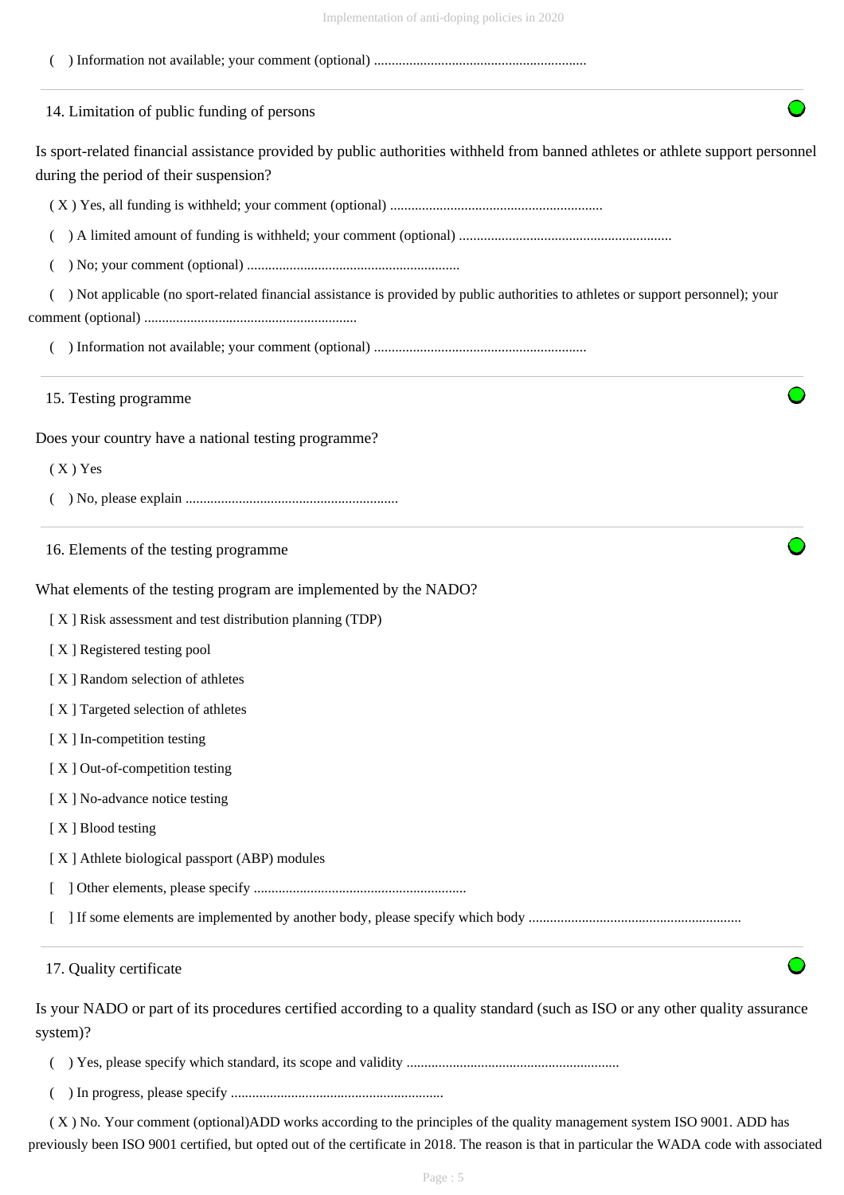( ) Information not available; your comment (optional) ............................................................

## 14. Limitation of public funding of persons

Is sport-related financial assistance provided by public authorities withheld from banned athletes or athlete support personnel during the period of their suspension?

( X ) Yes, all funding is withheld; your comment (optional) ............................................................

( ) A limited amount of funding is withheld; your comment (optional) ............................................................

( ) No; your comment (optional) ............................................................

( ) Not applicable (no sport-related financial assistance is provided by public authorities to athletes or support personnel); your comment (optional) ............................................................

( ) Information not available; your comment (optional) ............................................................

## 15. Testing programme

Does your country have a national testing programme?

( X ) Yes

( ) No, please explain ............................................................

## 16. Elements of the testing programme

What elements of the testing program are implemented by the NADO?

[ X ] Risk assessment and test distribution planning (TDP)

[ X ] Registered testing pool

[ X ] Random selection of athletes

[ X ] Targeted selection of athletes

[ X ] In-competition testing

[ X ] Out-of-competition testing

[ X ] No-advance notice testing

[ X ] Blood testing

[ X ] Athlete biological passport (ABP) modules

[ ] Other elements, please specify ............................................................

[ ] If some elements are implemented by another body, please specify which body ............................................................

## 17. Quality certificate

Is your NADO or part of its procedures certified according to a quality standard (such as ISO or any other quality assurance system)?

( ) Yes, please specify which standard, its scope and validity ............................................................

( ) In progress, please specify ............................................................

( X ) No. Your comment (optional)ADD works according to the principles of the quality management system ISO 9001. ADD has previously been ISO 9001 certified, but opted out of the certificate in 2018. The reason is that in particular the WADA code with associated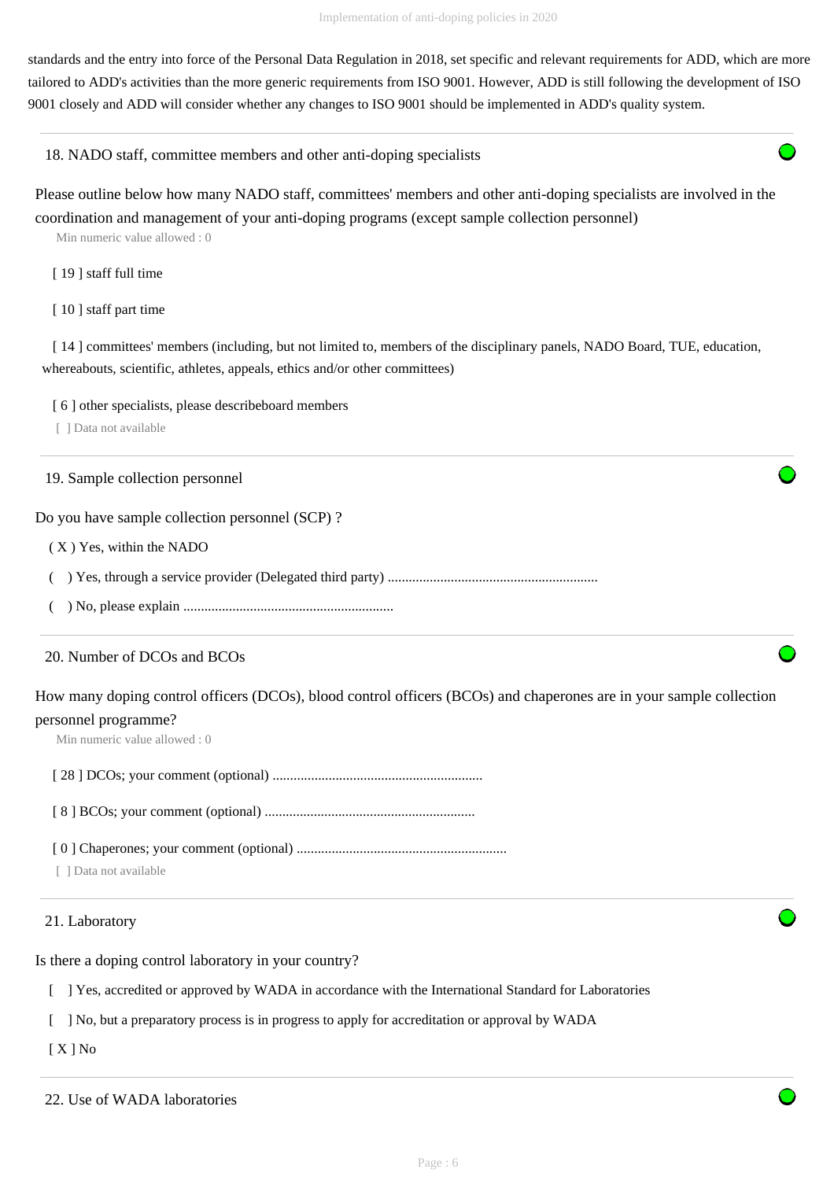standards and the entry into force of the Personal Data Regulation in 2018, set specific and relevant requirements for ADD, which are more tailored to ADD's activities than the more generic requirements from ISO 9001. However, ADD is still following the development of ISO 9001 closely and ADD will consider whether any changes to ISO 9001 should be implemented in ADD's quality system.

### 18. NADO staff, committee members and other anti-doping specialists

Please outline below how many NADO staff, committees' members and other anti-doping specialists are involved in the coordination and management of your anti-doping programs (except sample collection personnel)

Min numeric value allowed : 0

[ 19 ] staff full time

[ 10 ] staff part time

[ 14 ] committees' members (including, but not limited to, members of the disciplinary panels, NADO Board, TUE, education, whereabouts, scientific, athletes, appeals, ethics and/or other committees)

[ 6 ] other specialists, please describeboard members

[ ] Data not available

### 19. Sample collection personnel

Do you have sample collection personnel (SCP) ?

( X ) Yes, within the NADO

( ) Yes, through a service provider (Delegated third party) ............................................................

( ) No, please explain ............................................................

### 20. Number of DCOs and BCOs

How many doping control officers (DCOs), blood control officers (BCOs) and chaperones are in your sample collection personnel programme?

Min numeric value allowed : 0

[ 28 ] DCOs; your comment (optional) ............................................................

[ 8 ] BCOs; your comment (optional) ............................................................

[ 0 ] Chaperones; your comment (optional) ............................................................

[ ] Data not available

### 21. Laboratory

Is there a doping control laboratory in your country?

[ ] Yes, accredited or approved by WADA in accordance with the International Standard for Laboratories

[ ] No, but a preparatory process is in progress to apply for accreditation or approval by WADA

[ X ] No

### 22. Use of WADA laboratories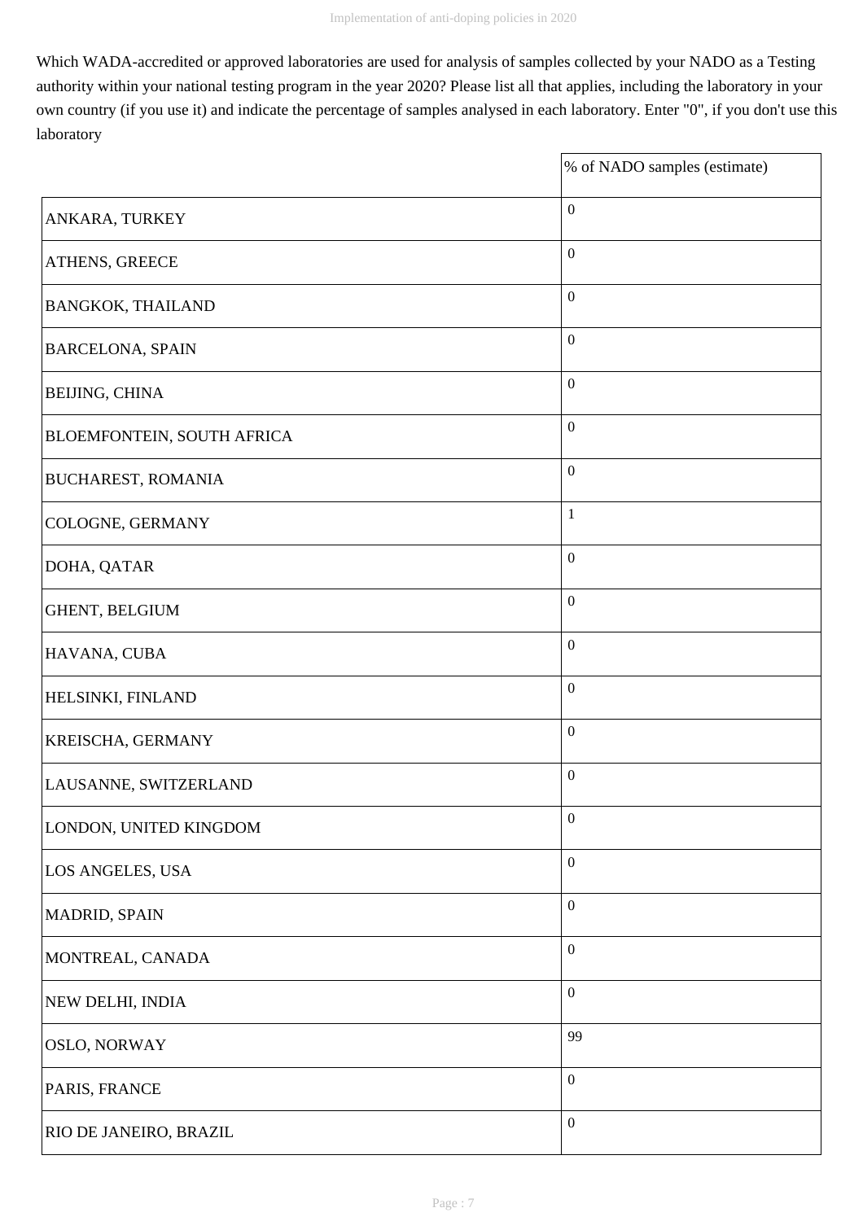Which WADA-accredited or approved laboratories are used for analysis of samples collected by your NADO as a Testing authority within your national testing program in the year 2020? Please list all that applies, including the laboratory in your own country (if you use it) and indicate the percentage of samples analysed in each laboratory. Enter "0", if you don't use this laboratory

| | % of NADO samples (estimate) |
|---|---|
| ANKARA, TURKEY | 0 |
| ATHENS, GREECE | 0 |
| BANGKOK, THAILAND | 0 |
| BARCELONA, SPAIN | 0 |
| BEIJING, CHINA | 0 |
| BLOEMFONTEIN, SOUTH AFRICA | 0 |
| BUCHAREST, ROMANIA | 0 |
| COLOGNE, GERMANY | 1 |
| DOHA, QATAR | 0 |
| GHENT, BELGIUM | 0 |
| HAVANA, CUBA | 0 |
| HELSINKI, FINLAND | 0 |
| KREISCHA, GERMANY | 0 |
| LAUSANNE, SWITZERLAND | 0 |
| LONDON, UNITED KINGDOM | 0 |
| LOS ANGELES, USA | 0 |
| MADRID, SPAIN | 0 |
| MONTREAL, CANADA | 0 |
| NEW DELHI, INDIA | 0 |
| OSLO, NORWAY | 99 |
| PARIS, FRANCE | 0 |
| RIO DE JANEIRO, BRAZIL | 0 |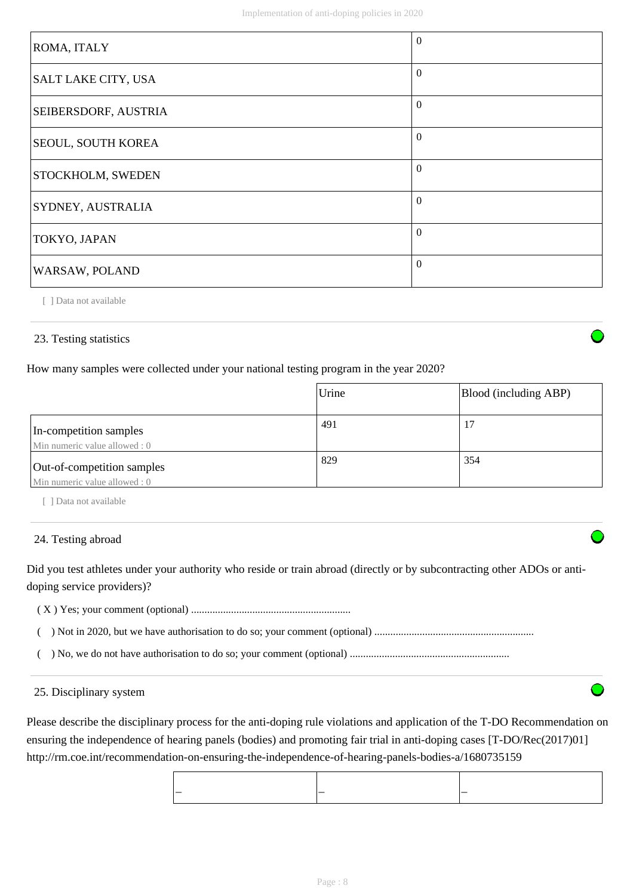| | |
|---|---|
| ROMA, ITALY | 0 |
| SALT LAKE CITY, USA | 0 |
| SEIBERSDORF, AUSTRIA | 0 |
| SEOUL, SOUTH KOREA | 0 |
| STOCKHOLM, SWEDEN | 0 |
| SYDNEY, AUSTRALIA | 0 |
| TOKYO, JAPAN | 0 |
| WARSAW, POLAND | 0 |

[ ] Data not available

## 23. Testing statistics

How many samples were collected under your national testing program in the year 2020?

| | Urine | Blood (including ABP) |
|---|---|---|
| In-competition samples<br>Min numeric value allowed : 0 | 491 | 17 |
| Out-of-competition samples<br>Min numeric value allowed : 0 | 829 | 354 |

[ ] Data not available

## 24. Testing abroad

Did you test athletes under your authority who reside or train abroad (directly or by subcontracting other ADOs or anti-doping service providers)?

( X ) Yes; your comment (optional) ...........................................................

(   ) Not in 2020, but we have authorisation to do so; your comment (optional) ...........................................................

(   ) No, we do not have authorisation to do so; your comment (optional) ...........................................................

## 25. Disciplinary system

Please describe the disciplinary process for the anti-doping rule violations and application of the T-DO Recommendation on ensuring the independence of hearing panels (bodies) and promoting fair trial in anti-doping cases [T-DO/Rec(2017)01] http://rm.coe.int/recommendation-on-ensuring-the-independence-of-hearing-panels-bodies-a/1680735159

| – | – | – |
|---|---|---|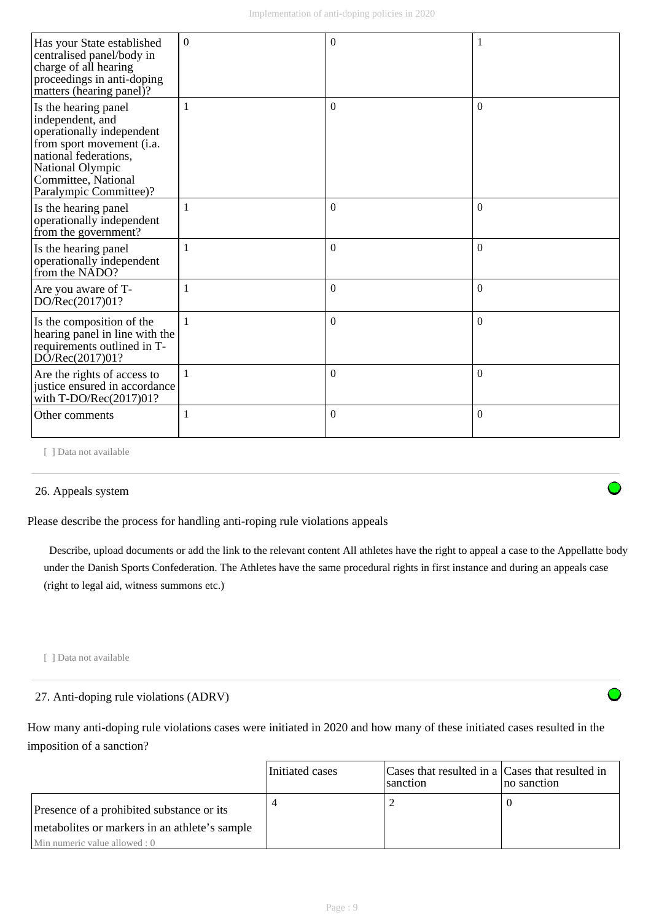| | | | |
|---|---|---|---|
| Has your State established centralised panel/body in charge of all hearing proceedings in anti-doping matters (hearing panel)? | 0 | 0 | 1 |
| Is the hearing panel independent, and operationally independent from sport movement (i.a. national federations, National Olympic Committee, National Paralympic Committee)? | 1 | 0 | 0 |
| Is the hearing panel operationally independent from the government? | 1 | 0 | 0 |
| Is the hearing panel operationally independent from the NADO? | 1 | 0 | 0 |
| Are you aware of T-DO/Rec(2017)01? | 1 | 0 | 0 |
| Is the composition of the hearing panel in line with the requirements outlined in T-DO/Rec(2017)01? | 1 | 0 | 0 |
| Are the rights of access to justice ensured in accordance with T-DO/Rec(2017)01? | 1 | 0 | 0 |
| Other comments | 1 | 0 | 0 |

[ ] Data not available

26. Appeals system

Please describe the process for handling anti-roping rule violations appeals

Describe, upload documents or add the link to the relevant content All athletes have the right to appeal a case to the Appellatte body under the Danish Sports Confederation. The Athletes have the same procedural rights in first instance and during an appeals case (right to legal aid, witness summons etc.)

[ ] Data not available

27. Anti-doping rule violations (ADRV)

How many anti-doping rule violations cases were initiated in 2020 and how many of these initiated cases resulted in the imposition of a sanction?

| | Initiated cases | Cases that resulted in a sanction | Cases that resulted in no sanction |
|---|---|---|---|
| Presence of a prohibited substance or its metabolites or markers in an athlete's sample<br>Min numeric value allowed : 0 | 4 | 2 | 0 |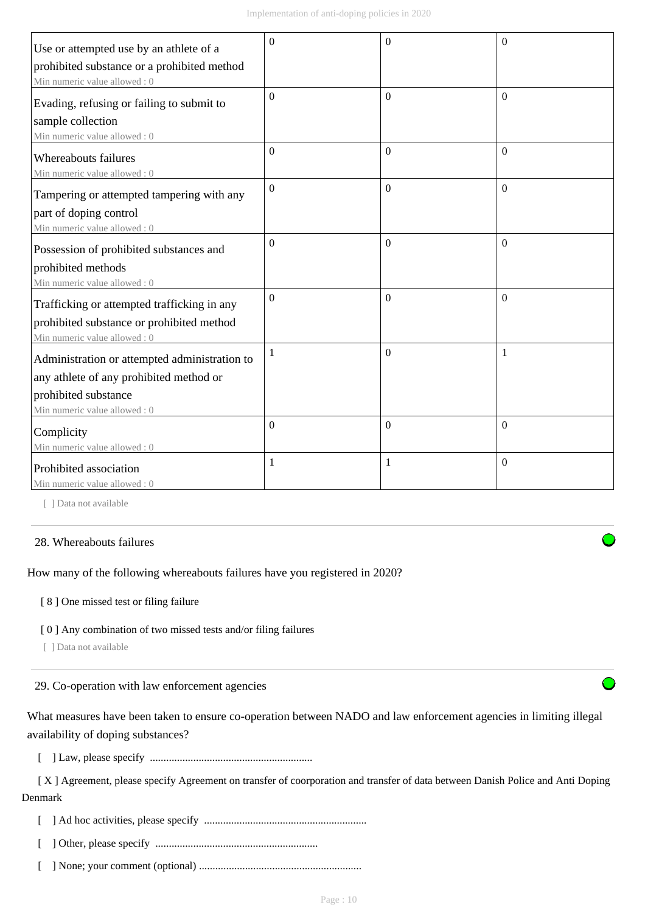| | | | |
|---|---|---|---|
| Use or attempted use by an athlete of a prohibited substance or a prohibited method<br>Min numeric value allowed : 0 | 0 | 0 | 0 |
| Evading, refusing or failing to submit to sample collection<br>Min numeric value allowed : 0 | 0 | 0 | 0 |
| Whereabouts failures<br>Min numeric value allowed : 0 | 0 | 0 | 0 |
| Tampering or attempted tampering with any part of doping control<br>Min numeric value allowed : 0 | 0 | 0 | 0 |
| Possession of prohibited substances and prohibited methods<br>Min numeric value allowed : 0 | 0 | 0 | 0 |
| Trafficking or attempted trafficking in any prohibited substance or prohibited method<br>Min numeric value allowed : 0 | 0 | 0 | 0 |
| Administration or attempted administration to any athlete of any prohibited method or prohibited substance<br>Min numeric value allowed : 0 | 1 | 0 | 1 |
| Complicity<br>Min numeric value allowed : 0 | 0 | 0 | 0 |
| Prohibited association<br>Min numeric value allowed : 0 | 1 | 1 | 0 |

[ ] Data not available

28. Whereabouts failures

How many of the following whereabouts failures have you registered in 2020?

[ 8 ] One missed test or filing failure

[ 0 ] Any combination of two missed tests and/or filing failures

[ ] Data not available

29. Co-operation with law enforcement agencies

What measures have been taken to ensure co-operation between NADO and law enforcement agencies in limiting illegal availability of doping substances?

[ ] Law, please specify ...........................................................

[ X ] Agreement, please specify Agreement on transfer of coorporation and transfer of data between Danish Police and Anti Doping Denmark

[ ] Ad hoc activities, please specify ...........................................................

[ ] Other, please specify ...........................................................

[ ] None; your comment (optional) ...........................................................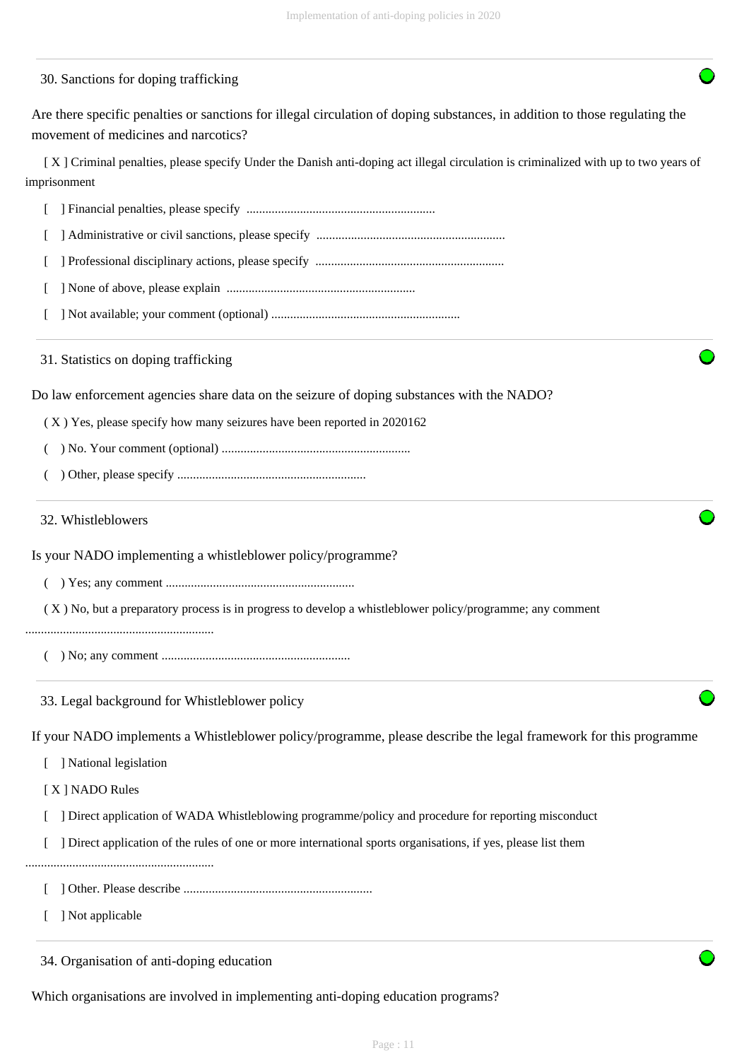## 30. Sanctions for doping trafficking

Are there specific penalties or sanctions for illegal circulation of doping substances, in addition to those regulating the movement of medicines and narcotics?

[ X ] Criminal penalties, please specify Under the Danish anti-doping act illegal circulation is criminalized with up to two years of imprisonment

[ ] Financial penalties, please specify ............................................................

[ ] Administrative or civil sanctions, please specify ............................................................

[ ] Professional disciplinary actions, please specify ............................................................

[ ] None of above, please explain ............................................................

[ ] Not available; your comment (optional) ............................................................

## 31. Statistics on doping trafficking

Do law enforcement agencies share data on the seizure of doping substances with the NADO?

( X ) Yes, please specify how many seizures have been reported in 2020162

( ) No. Your comment (optional) ............................................................

( ) Other, please specify ............................................................

## 32. Whistleblowers

Is your NADO implementing a whistleblower policy/programme?

( ) Yes; any comment ............................................................

( X ) No, but a preparatory process is in progress to develop a whistleblower policy/programme; any comment ............................................................

( ) No; any comment ............................................................

## 33. Legal background for Whistleblower policy

If your NADO implements a Whistleblower policy/programme, please describe the legal framework for this programme

[ ] National legislation

[ X ] NADO Rules

[ ] Direct application of WADA Whistleblowing programme/policy and procedure for reporting misconduct

[ ] Direct application of the rules of one or more international sports organisations, if yes, please list them ............................................................

[ ] Other. Please describe ............................................................

[ ] Not applicable

## 34. Organisation of anti-doping education

Which organisations are involved in implementing anti-doping education programs?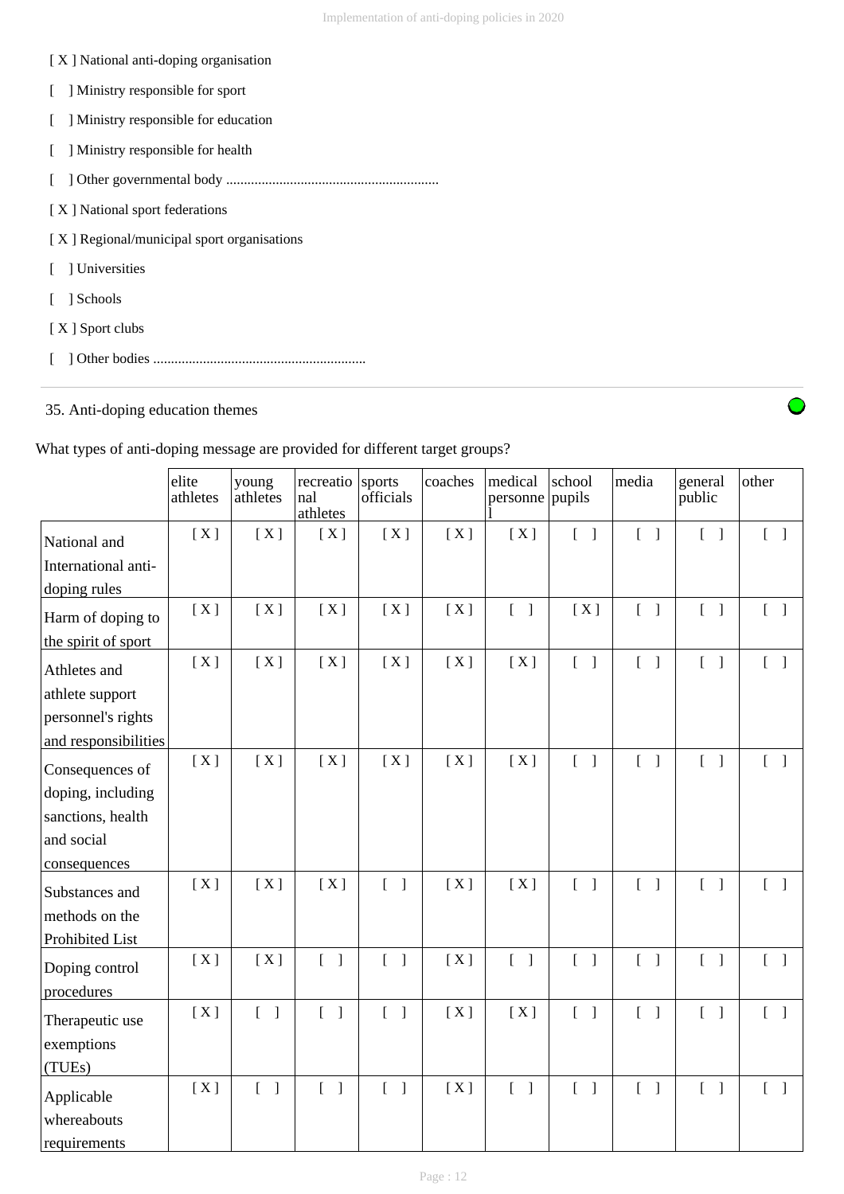[ X ] National anti-doping organisation

[ ] Ministry responsible for sport

[ ] Ministry responsible for education

[ ] Ministry responsible for health

[ ] Other governmental body ............................................................

[ X ] National sport federations

[ X ] Regional/municipal sport organisations

[ ] Universities

[ ] Schools

[ X ] Sport clubs

[ ] Other bodies ............................................................

35. Anti-doping education themes

What types of anti-doping message are provided for different target groups?

| | elite athletes | young athletes | recreational athletes | sports officials | coaches | medical personnel | school pupils | media | general public | other |
|---|---|---|---|---|---|---|---|---|---|---|
| National and International anti-doping rules | [ X ] | [ X ] | [ X ] | [ X ] | [ X ] | [ X ] | [ ] | [ ] | [ ] | [ ] |
| Harm of doping to the spirit of sport | [ X ] | [ X ] | [ X ] | [ X ] | [ X ] | [ ] | [ X ] | [ ] | [ ] | [ ] |
| Athletes and athlete support personnel's rights and responsibilities | [ X ] | [ X ] | [ X ] | [ X ] | [ X ] | [ X ] | [ ] | [ ] | [ ] | [ ] |
| Consequences of doping, including sanctions, health and social consequences | [ X ] | [ X ] | [ X ] | [ X ] | [ X ] | [ X ] | [ ] | [ ] | [ ] | [ ] |
| Substances and methods on the Prohibited List | [ X ] | [ X ] | [ X ] | [ ] | [ X ] | [ X ] | [ ] | [ ] | [ ] | [ ] |
| Doping control procedures | [ X ] | [ X ] | [ ] | [ ] | [ X ] | [ ] | [ ] | [ ] | [ ] | [ ] |
| Therapeutic use exemptions (TUEs) | [ X ] | [ ] | [ ] | [ ] | [ X ] | [ X ] | [ ] | [ ] | [ ] | [ ] |
| Applicable whereabouts requirements | [ X ] | [ ] | [ ] | [ ] | [ X ] | [ ] | [ ] | [ ] | [ ] | [ ] |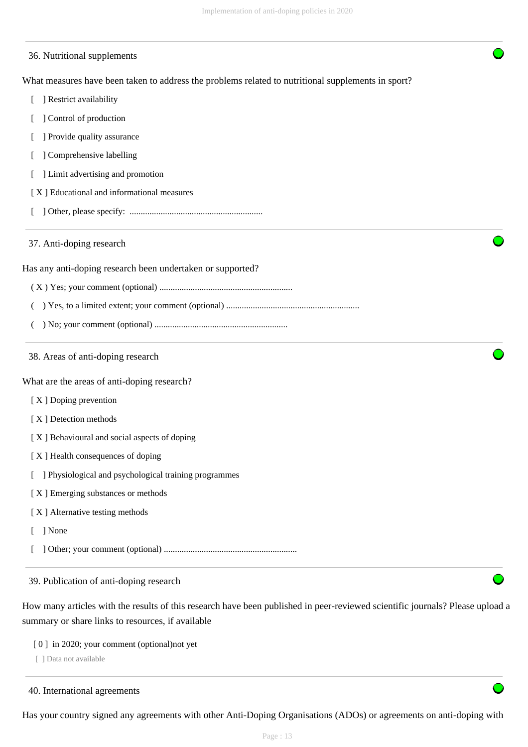### 36. Nutritional supplements

What measures have been taken to address the problems related to nutritional supplements in sport?

- [ ] Restrict availability
- [ ] Control of production
- [ ] Provide quality assurance
- [ ] Comprehensive labelling
- [ ] Limit advertising and promotion
- [ X ] Educational and informational measures
- [ ] Other, please specify: ............................................................

### 37. Anti-doping research

Has any anti-doping research been undertaken or supported?

- ( X ) Yes; your comment (optional) ............................................................
- ( ) Yes, to a limited extent; your comment (optional) ............................................................
- ( ) No; your comment (optional) ............................................................

### 38. Areas of anti-doping research

What are the areas of anti-doping research?

- [ X ] Doping prevention
- [ X ] Detection methods
- [ X ] Behavioural and social aspects of doping
- [ X ] Health consequences of doping
- [ ] Physiological and psychological training programmes
- [ X ] Emerging substances or methods
- [ X ] Alternative testing methods
- [ ] None
- [ ] Other; your comment (optional) ............................................................

### 39. Publication of anti-doping research

How many articles with the results of this research have been published in peer-reviewed scientific journals? Please upload a summary or share links to resources, if available

[ 0 ] in 2020; your comment (optional)not yet

[ ] Data not available

### 40. International agreements

Has your country signed any agreements with other Anti-Doping Organisations (ADOs) or agreements on anti-doping with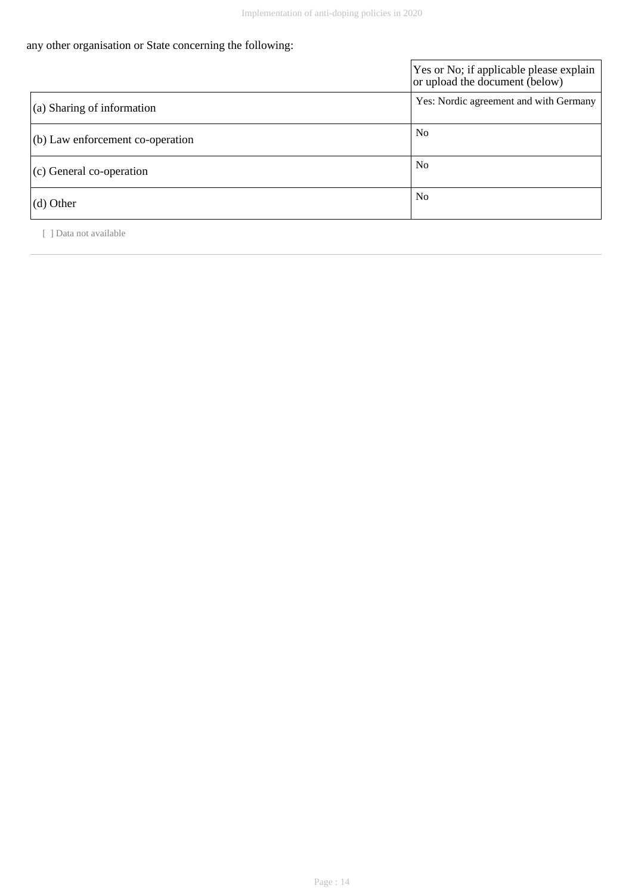any other organisation or State concerning the following:

| | Yes or No; if applicable please explain or upload the document (below) |
|---|---|
| (a) Sharing of information | Yes: Nordic agreement and with Germany |
| (b) Law enforcement co-operation | No |
| (c) General co-operation | No |
| (d) Other | No |

[ ] Data not available